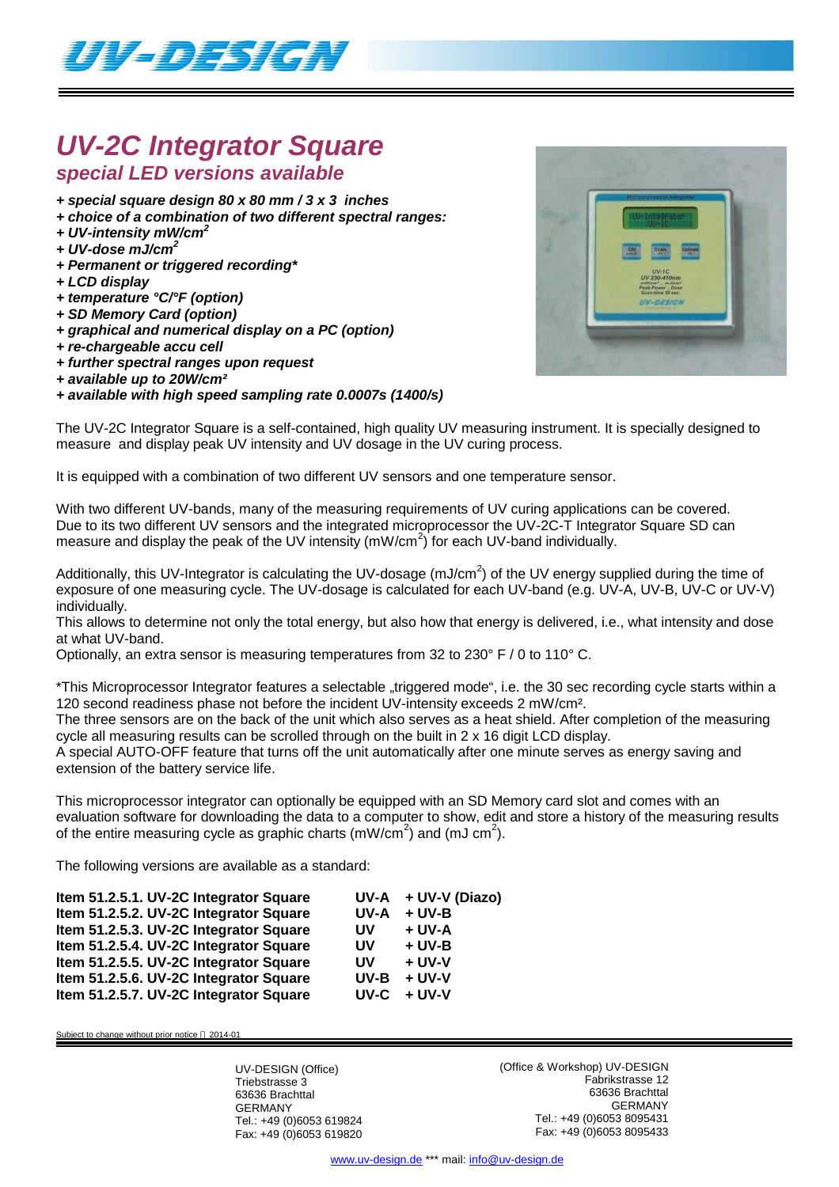# UV-2C Integrator Square

## *special LED versions available*

- ***special square design 80 x 80 mm / 3 x 3 inches***
- ***choice of a combination of two different spectral ranges:***
- ***UV-intensity mW/cm$^2$***
- ***UV-dose mJ/cm$^2$***
- ***Permanent or triggered recording****
- ***LCD display***
- ***temperature °C/°F (option)***
- ***SD Memory Card (option)***
- ***graphical and numerical display on a PC (option)***
- ***re-chargeable accu cell***
- ***further spectral ranges upon request***
- ***available up to 20W/cm²***
- ***available with high speed sampling rate 0.0007s (1400/s)***

The UV-2C Integrator Square is a self-contained, high quality UV measuring instrument. It is specially designed to measure and display peak UV intensity and UV dosage in the UV curing process.

It is equipped with a combination of two different UV sensors and one temperature sensor.

With two different UV-bands, many of the measuring requirements of UV curing applications can be covered. Due to its two different UV sensors and the integrated microprocessor the UV-2C-T Integrator Square SD can measure and display the peak of the UV intensity (mW/cm$^2$) for each UV-band individually.

Additionally, this UV-Integrator is calculating the UV-dosage (mJ/cm$^2$) of the UV energy supplied during the time of exposure of one measuring cycle. The UV-dosage is calculated for each UV-band (e.g. UV-A, UV-B, UV-C or UV-V) individually.
This allows to determine not only the total energy, but also how that energy is delivered, i.e., what intensity and dose at what UV-band.
Optionally, an extra sensor is measuring temperatures from 32 to 230° F / 0 to 110° C.

*This Microprocessor Integrator features a selectable „triggered mode", i.e. the 30 sec recording cycle starts within a 120 second readiness phase not before the incident UV-intensity exceeds 2 mW/cm².
The three sensors are on the back of the unit which also serves as a heat shield. After completion of the measuring cycle all measuring results can be scrolled through on the built in 2 x 16 digit LCD display.
A special AUTO-OFF feature that turns off the unit automatically after one minute serves as energy saving and extension of the battery service life.

This microprocessor integrator can optionally be equipped with an SD Memory card slot and comes with an evaluation software for downloading the data to a computer to show, edit and store a history of the measuring results of the entire measuring cycle as graphic charts (mW/cm$^2$) and (mJ cm$^2$).

The following versions are available as a standard:

| | |
|---|---|
| **Item 51.2.5.1. UV-2C Integrator Square** | **UV-A + UV-V (Diazo)** |
| **Item 51.2.5.2. UV-2C Integrator Square** | **UV-A + UV-B** |
| **Item 51.2.5.3. UV-2C Integrator Square** | **UV + UV-A** |
| **Item 51.2.5.4. UV-2C Integrator Square** | **UV + UV-B** |
| **Item 51.2.5.5. UV-2C Integrator Square** | **UV + UV-V** |
| **Item 51.2.5.6. UV-2C Integrator Square** | **UV-B + UV-V** |
| **Item 51.2.5.7. UV-2C Integrator Square** | **UV-C + UV-V** |

Subject to change without prior notice 2014-01

UV-DESIGN (Office)
Triebstrasse 3
63636 Brachttal
GERMANY
Tel.: +49 (0)6053 619824
Fax: +49 (0)6053 619820

(Office & Workshop) UV-DESIGN
Fabrikstrasse 12
63636 Brachttal
GERMANY
Tel.: +49 (0)6053 8095431
Fax: +49 (0)6053 8095433

www.uv-design.de *** mail: info@uv-design.de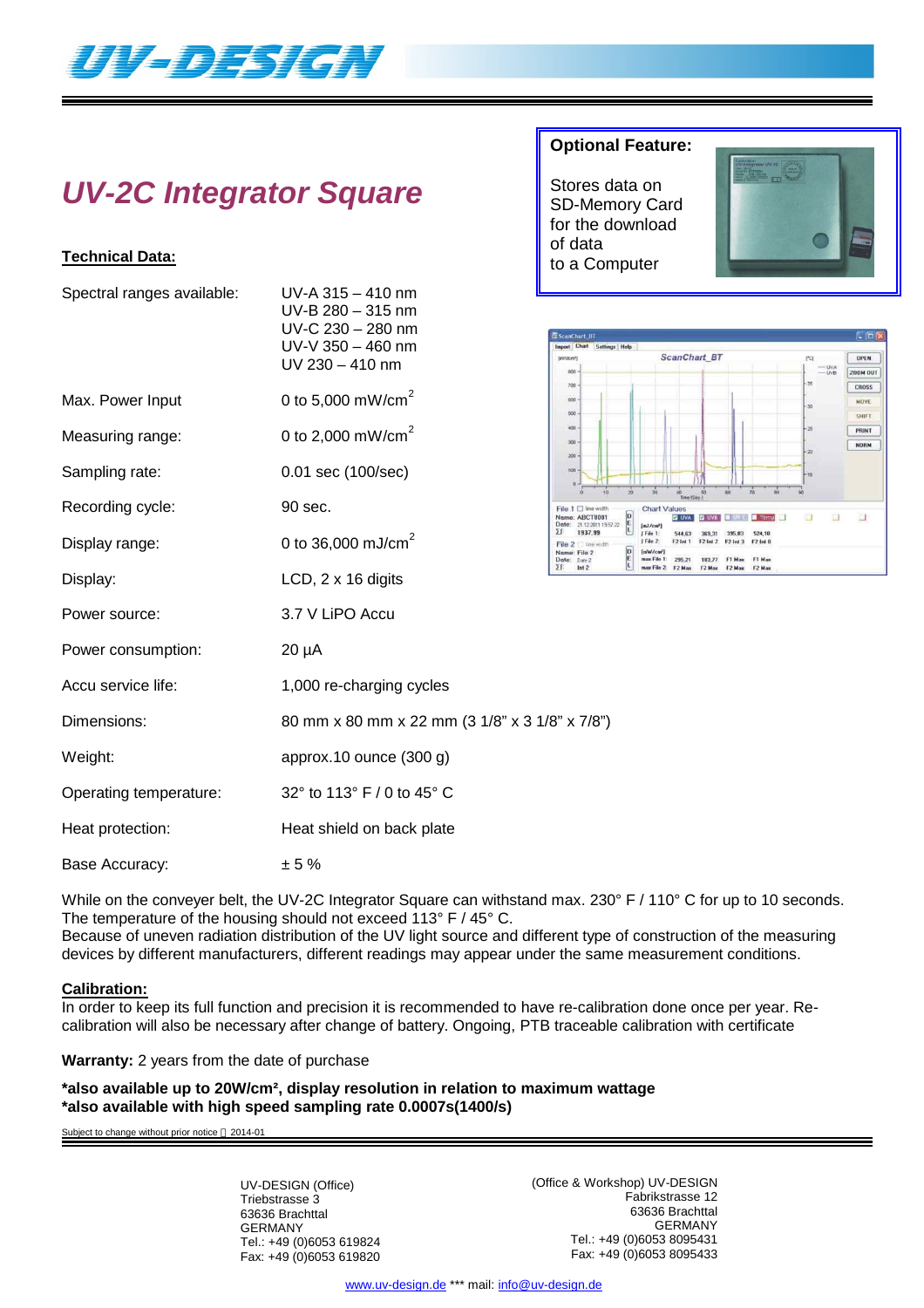# UV-2C Integrator Square

**Optional Feature:**

Stores data on SD-Memory Card for the download of data to a Computer

**Technical Data:**

| | |
|---|---|
| Spectral ranges available: | UV-A 315 – 410 nm<br>UV-B 280 – 315 nm<br>UV-C 230 – 280 nm<br>UV-V 350 – 460 nm<br>UV 230 – 410 nm |
| Max. Power Input | 0 to 5,000 mW/cm$^2$ |
| Measuring range: | 0 to 2,000 mW/cm$^2$ |
| Sampling rate: | 0.01 sec (100/sec) |
| Recording cycle: | 90 sec. |
| Display range: | 0 to 36,000 mJ/cm$^2$ |
| Display: | LCD, 2 x 16 digits |
| Power source: | 3.7 V LiPO Accu |
| Power consumption: | 20 µA |
| Accu service life: | 1,000 re-charging cycles |
| Dimensions: | 80 mm x 80 mm x 22 mm (3 1/8" x 3 1/8" x 7/8") |
| Weight: | approx.10 ounce (300 g) |
| Operating temperature: | 32° to 113° F / 0 to 45° C |
| Heat protection: | Heat shield on back plate |
| Base Accuracy: | ± 5 % |

While on the conveyer belt, the UV-2C Integrator Square can withstand max. 230° F / 110° C for up to 10 seconds. The temperature of the housing should not exceed 113° F / 45° C.
Because of uneven radiation distribution of the UV light source and different type of construction of the measuring devices by different manufacturers, different readings may appear under the same measurement conditions.

**Calibration:**
In order to keep its full function and precision it is recommended to have re-calibration done once per year. Re-calibration will also be necessary after change of battery. Ongoing, PTB traceable calibration with certificate

**Warranty:** 2 years from the date of purchase

**\*also available up to 20W/cm², display resolution in relation to maximum wattage**
**\*also available with high speed sampling rate 0.0007s(1400/s)**

Subject to change without prior notice 2014-01

UV-DESIGN (Office)
Triebstrasse 3
63636 Brachttal
GERMANY
Tel.: +49 (0)6053 619824
Fax: +49 (0)6053 619820

(Office & Workshop) UV-DESIGN
Fabrikstrasse 12
63636 Brachttal
GERMANY
Tel.: +49 (0)6053 8095431
Fax: +49 (0)6053 8095433

www.uv-design.de *** mail: info@uv-design.de